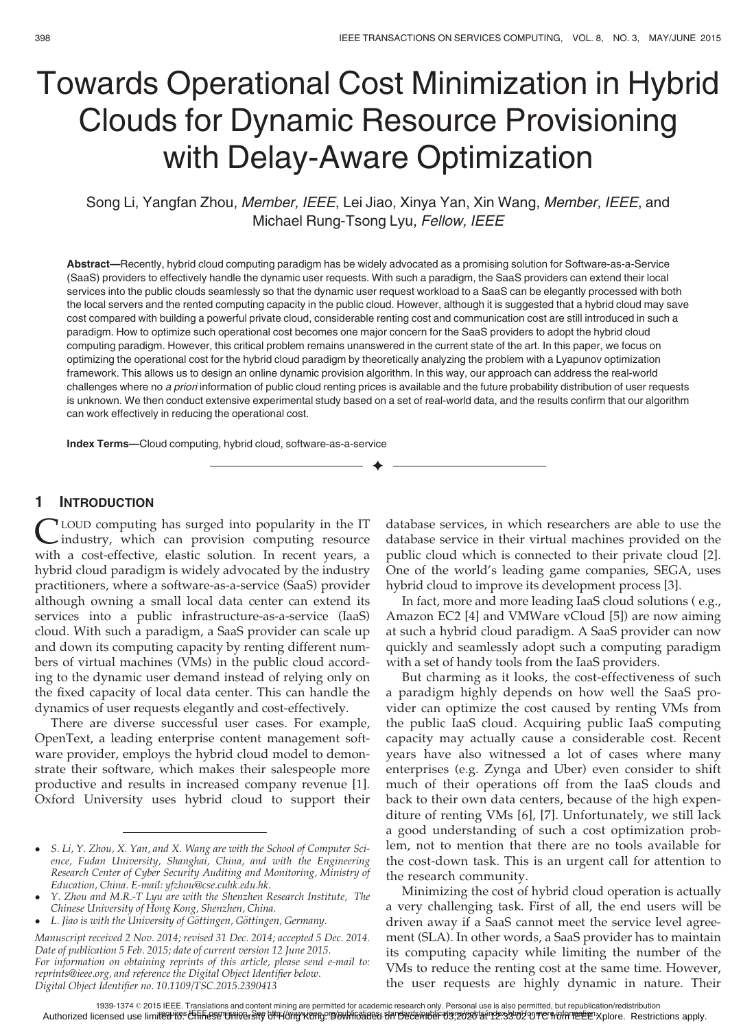# Towards Operational Cost Minimization in Hybrid Clouds for Dynamic Resource Provisioning with Delay-Aware Optimization

Song Li, Yangfan Zhou, *Member, IEEE*, Lei Jiao, Xinya Yan, Xin Wang, *Member, IEEE*, and Michael Rung-Tsong Lyu, *Fellow, IEEE*

**Abstract**—Recently, hybrid cloud computing paradigm has be widely advocated as a promising solution for Software-as-a-Service (SaaS) providers to effectively handle the dynamic user requests. With such a paradigm, the SaaS providers can extend their local services into the public clouds seamlessly so that the dynamic user request workload to a SaaS can be elegantly processed with both the local servers and the rented computing capacity in the public cloud. However, although it is suggested that a hybrid cloud may save cost compared with building a powerful private cloud, considerable renting cost and communication cost are still introduced in such a paradigm. How to optimize such operational cost becomes one major concern for the SaaS providers to adopt the hybrid cloud computing paradigm. However, this critical problem remains unanswered in the current state of the art. In this paper, we focus on optimizing the operational cost for the hybrid cloud paradigm by theoretically analyzing the problem with a Lyapunov optimization framework. This allows us to design an online dynamic provision algorithm. In this way, our approach can address the real-world challenges where no *a priori* information of public cloud renting prices is available and the future probability distribution of user requests is unknown. We then conduct extensive experimental study based on a set of real-world data, and the results confirm that our algorithm can work effectively in reducing the operational cost.

**Index Terms**—Cloud computing, hybrid cloud, software-as-a-service

## 1 Introduction

Cloud computing has surged into popularity in the IT industry, which can provision computing resource with a cost-effective, elastic solution. In recent years, a hybrid cloud paradigm is widely advocated by the industry practitioners, where a software-as-a-service (SaaS) provider although owning a small local data center can extend its services into a public infrastructure-as-a-service (IaaS) cloud. With such a paradigm, a SaaS provider can scale up and down its computing capacity by renting different numbers of virtual machines (VMs) in the public cloud according to the dynamic user demand instead of relying only on the fixed capacity of local data center. This can handle the dynamics of user requests elegantly and cost-effectively.

There are diverse successful user cases. For example, OpenText, a leading enterprise content management software provider, employs the hybrid cloud model to demonstrate their software, which makes their salespeople more productive and results in increased company revenue [1]. Oxford University uses hybrid cloud to support their database services, in which researchers are able to use the database service in their virtual machines provided on the public cloud which is connected to their private cloud [2]. One of the world's leading game companies, SEGA, uses hybrid cloud to improve its development process [3].

In fact, more and more leading IaaS cloud solutions ( e.g., Amazon EC2 [4] and VMWare vCloud [5]) are now aiming at such a hybrid cloud paradigm. A SaaS provider can now quickly and seamlessly adopt such a computing paradigm with a set of handy tools from the IaaS providers.

But charming as it looks, the cost-effectiveness of such a paradigm highly depends on how well the SaaS provider can optimize the cost caused by renting VMs from the public IaaS cloud. Acquiring public IaaS computing capacity may actually cause a considerable cost. Recent years have also witnessed a lot of cases where many enterprises (e.g. Zynga and Uber) even consider to shift much of their operations off from the IaaS clouds and back to their own data centers, because of the high expenditure of renting VMs [6], [7]. Unfortunately, we still lack a good understanding of such a cost optimization problem, not to mention that there are no tools available for the cost-down task. This is an urgent call for attention to the research community.

Minimizing the cost of hybrid cloud operation is actually a very challenging task. First of all, the end users will be driven away if a SaaS cannot meet the service level agreement (SLA). In other words, a SaaS provider has to maintain its computing capacity while limiting the number of the VMs to reduce the renting cost at the same time. However, the user requests are highly dynamic in nature. Their

- *S. Li, Y. Zhou, X. Yan, and X. Wang are with the School of Computer Science, Fudan University, Shanghai, China, and with the Engineering Research Center of Cyber Security Auditing and Monitoring, Ministry of Education, China. E-mail: yfzhou@cse.cuhk.edu.hk.*
- *Y. Zhou and M.R.-T Lyu are with the Shenzhen Research Institute, The Chinese University of Hong Kong, Shenzhen, China.*
- *L. Jiao is with the University of Göttingen, Göttingen, Germany.*

*Manuscript received 2 Nov. 2014; revised 31 Dec. 2014; accepted 5 Dec. 2014. Date of publication 5 Feb. 2015; date of current version 12 June 2015.*
*For information on obtaining reprints of this article, please send e-mail to: reprints@ieee.org, and reference the Digital Object Identifier below.*
*Digital Object Identifier no. 10.1109/TSC.2015.2390413*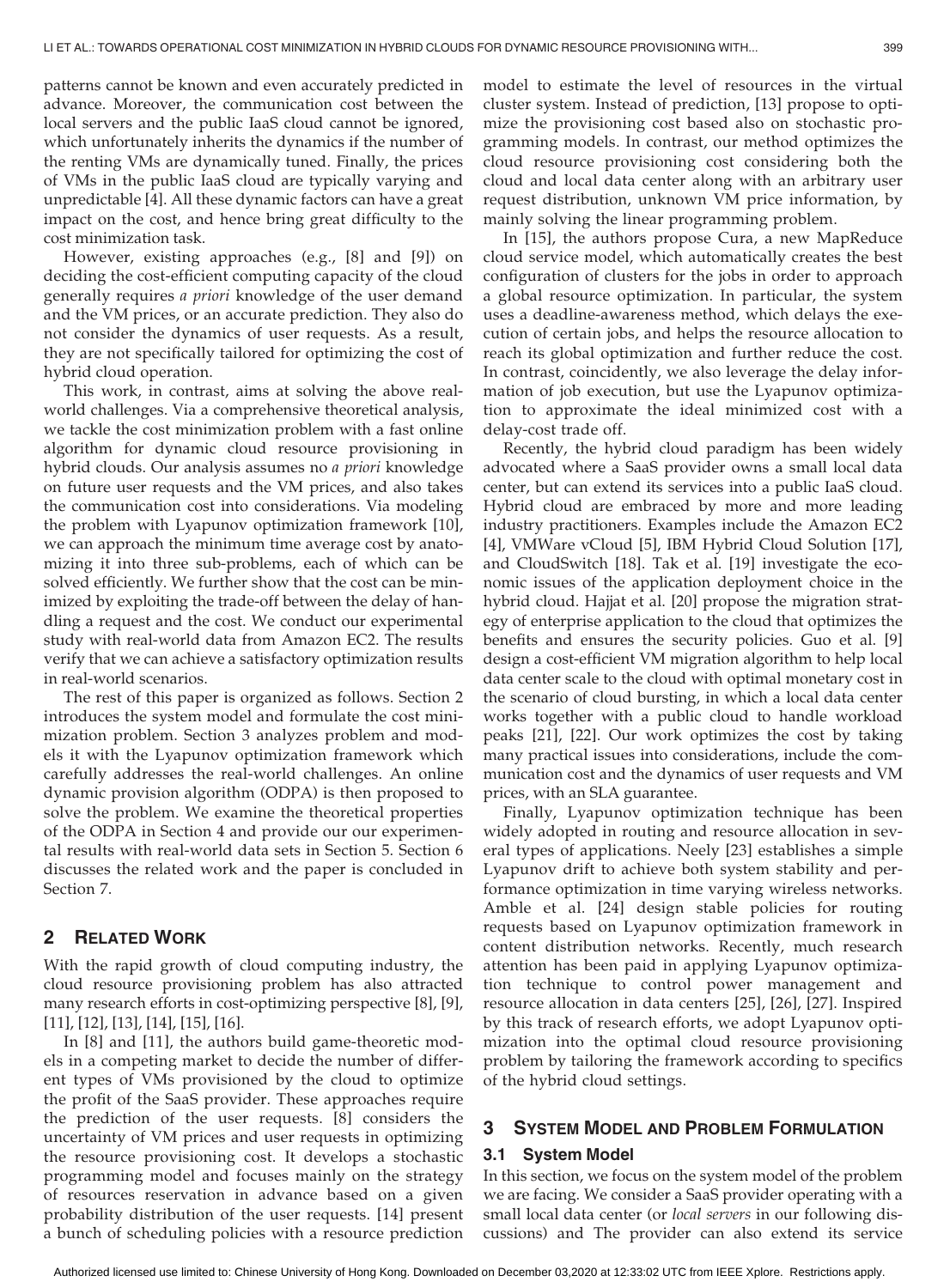patterns cannot be known and even accurately predicted in advance. Moreover, the communication cost between the local servers and the public IaaS cloud cannot be ignored, which unfortunately inherits the dynamics if the number of the renting VMs are dynamically tuned. Finally, the prices of VMs in the public IaaS cloud are typically varying and unpredictable [4]. All these dynamic factors can have a great impact on the cost, and hence bring great difficulty to the cost minimization task.

However, existing approaches (e.g., [8] and [9]) on deciding the cost-efficient computing capacity of the cloud generally requires *a priori* knowledge of the user demand and the VM prices, or an accurate prediction. They also do not consider the dynamics of user requests. As a result, they are not specifically tailored for optimizing the cost of hybrid cloud operation.

This work, in contrast, aims at solving the above real-world challenges. Via a comprehensive theoretical analysis, we tackle the cost minimization problem with a fast online algorithm for dynamic cloud resource provisioning in hybrid clouds. Our analysis assumes no *a priori* knowledge on future user requests and the VM prices, and also takes the communication cost into considerations. Via modeling the problem with Lyapunov optimization framework [10], we can approach the minimum time average cost by anatomizing it into three sub-problems, each of which can be solved efficiently. We further show that the cost can be minimized by exploiting the trade-off between the delay of handling a request and the cost. We conduct our experimental study with real-world data from Amazon EC2. The results verify that we can achieve a satisfactory optimization results in real-world scenarios.

The rest of this paper is organized as follows. Section 2 introduces the system model and formulate the cost minimization problem. Section 3 analyzes problem and models it with the Lyapunov optimization framework which carefully addresses the real-world challenges. An online dynamic provision algorithm (ODPA) is then proposed to solve the problem. We examine the theoretical properties of the ODPA in Section 4 and provide our our experimental results with real-world data sets in Section 5. Section 6 discusses the related work and the paper is concluded in Section 7.

## 2 Related Work

With the rapid growth of cloud computing industry, the cloud resource provisioning problem has also attracted many research efforts in cost-optimizing perspective [8], [9], [11], [12], [13], [14], [15], [16].

In [8] and [11], the authors build game-theoretic models in a competing market to decide the number of different types of VMs provisioned by the cloud to optimize the profit of the SaaS provider. These approaches require the prediction of the user requests. [8] considers the uncertainty of VM prices and user requests in optimizing the resource provisioning cost. It develops a stochastic programming model and focuses mainly on the strategy of resources reservation in advance based on a given probability distribution of the user requests. [14] present a bunch of scheduling policies with a resource prediction model to estimate the level of resources in the virtual cluster system. Instead of prediction, [13] propose to optimize the provisioning cost based also on stochastic programming models. In contrast, our method optimizes the cloud resource provisioning cost considering both the cloud and local data center along with an arbitrary user request distribution, unknown VM price information, by mainly solving the linear programming problem.

In [15], the authors propose Cura, a new MapReduce cloud service model, which automatically creates the best configuration of clusters for the jobs in order to approach a global resource optimization. In particular, the system uses a deadline-awareness method, which delays the execution of certain jobs, and helps the resource allocation to reach its global optimization and further reduce the cost. In contrast, coincidently, we also leverage the delay information of job execution, but use the Lyapunov optimization to approximate the ideal minimized cost with a delay-cost trade off.

Recently, the hybrid cloud paradigm has been widely advocated where a SaaS provider owns a small local data center, but can extend its services into a public IaaS cloud. Hybrid cloud are embraced by more and more leading industry practitioners. Examples include the Amazon EC2 [4], VMWare vCloud [5], IBM Hybrid Cloud Solution [17], and CloudSwitch [18]. Tak et al. [19] investigate the economic issues of the application deployment choice in the hybrid cloud. Hajjat et al. [20] propose the migration strategy of enterprise application to the cloud that optimizes the benefits and ensures the security policies. Guo et al. [9] design a cost-efficient VM migration algorithm to help local data center scale to the cloud with optimal monetary cost in the scenario of cloud bursting, in which a local data center works together with a public cloud to handle workload peaks [21], [22]. Our work optimizes the cost by taking many practical issues into considerations, include the communication cost and the dynamics of user requests and VM prices, with an SLA guarantee.

Finally, Lyapunov optimization technique has been widely adopted in routing and resource allocation in several types of applications. Neely [23] establishes a simple Lyapunov drift to achieve both system stability and performance optimization in time varying wireless networks. Amble et al. [24] design stable policies for routing requests based on Lyapunov optimization framework in content distribution networks. Recently, much research attention has been paid in applying Lyapunov optimization technique to control power management and resource allocation in data centers [25], [26], [27]. Inspired by this track of research efforts, we adopt Lyapunov optimization into the optimal cloud resource provisioning problem by tailoring the framework according to specifics of the hybrid cloud settings.

## 3 System Model and Problem Formulation

### 3.1 System Model

In this section, we focus on the system model of the problem we are facing. We consider a SaaS provider operating with a small local data center (or *local servers* in our following discussions) and The provider can also extend its service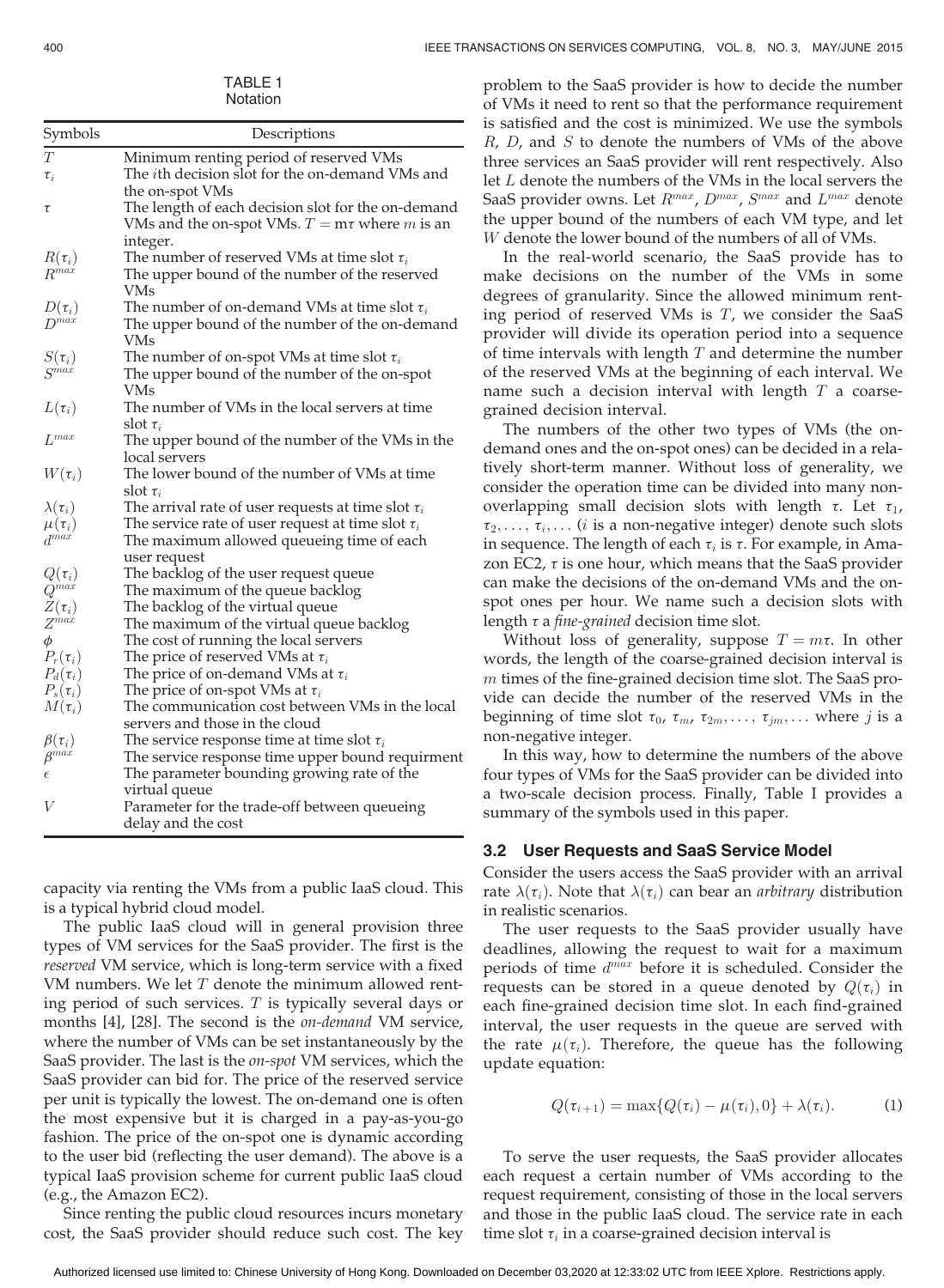TABLE 1
Notation

| Symbols | Descriptions |
|---|---|
| $T$ | Minimum renting period of reserved VMs |
| $\tau_i$ | The $i$th decision slot for the on-demand VMs and the on-spot VMs |
| $\tau$ | The length of each decision slot for the on-demand VMs and the on-spot VMs. $T = m\tau$ where $m$ is an integer. |
| $R(\tau_i)$ | The number of reserved VMs at time slot $\tau_i$ |
| $R^{max}$ | The upper bound of the number of the reserved VMs |
| $D(\tau_i)$ | The number of on-demand VMs at time slot $\tau_i$ |
| $D^{max}$ | The upper bound of the number of the on-demand VMs |
| $S(\tau_i)$ | The number of on-spot VMs at time slot $\tau_i$ |
| $S^{max}$ | The upper bound of the number of the on-spot VMs |
| $L(\tau_i)$ | The number of VMs in the local servers at time slot $\tau_i$ |
| $L^{max}$ | The upper bound of the number of the VMs in the local servers |
| $W(\tau_i)$ | The lower bound of the number of VMs at time slot $\tau_i$ |
| $\lambda(\tau_i)$ | The arrival rate of user requests at time slot $\tau_i$ |
| $\mu(\tau_i)$ | The service rate of user request at time slot $\tau_i$ |
| $d^{max}$ | The maximum allowed queueing time of each user request |
| $Q(\tau_i)$ | The backlog of the user request queue |
| $Q^{max}$ | The maximum of the queue backlog |
| $Z(\tau_i)$ | The backlog of the virtual queue |
| $Z^{max}$ | The maximum of the virtual queue backlog |
| $\phi$ | The cost of running the local servers |
| $P_r(\tau_i)$ | The price of reserved VMs at $\tau_i$ |
| $P_d(\tau_i)$ | The price of on-demand VMs at $\tau_i$ |
| $P_s(\tau_i)$ | The price of on-spot VMs at $\tau_i$ |
| $M(\tau_i)$ | The communication cost between VMs in the local servers and those in the cloud |
| $\beta(\tau_i)$ | The service response time at time slot $\tau_i$ |
| $\beta^{max}$ | The service response time upper bound requirment |
| $\epsilon$ | The parameter bounding growing rate of the virtual queue |
| $V$ | Parameter for the trade-off between queueing delay and the cost |

capacity via renting the VMs from a public IaaS cloud. This is a typical hybrid cloud model.

The public IaaS cloud will in general provision three types of VM services for the SaaS provider. The first is the *reserved* VM service, which is long-term service with a fixed VM numbers. We let $T$ denote the minimum allowed renting period of such services. $T$ is typically several days or months [4], [28]. The second is the *on-demand* VM service, where the number of VMs can be set instantaneously by the SaaS provider. The last is the *on-spot* VM services, which the SaaS provider can bid for. The price of the reserved service per unit is typically the lowest. The on-demand one is often the most expensive but it is charged in a pay-as-you-go fashion. The price of the on-spot one is dynamic according to the user bid (reflecting the user demand). The above is a typical IaaS provision scheme for current public IaaS cloud (e.g., the Amazon EC2).

Since renting the public cloud resources incurs monetary cost, the SaaS provider should reduce such cost. The key problem to the SaaS provider is how to decide the number of VMs it need to rent so that the performance requirement is satisfied and the cost is minimized. We use the symbols $R$, $D$, and $S$ to denote the numbers of VMs of the above three services an SaaS provider will rent respectively. Also let $L$ denote the numbers of the VMs in the local servers the SaaS provider owns. Let $R^{max}$, $D^{max}$, $S^{max}$ and $L^{max}$ denote the upper bound of the numbers of each VM type, and let $W$ denote the lower bound of the numbers of all of VMs.

In the real-world scenario, the SaaS provide has to make decisions on the number of the VMs in some degrees of granularity. Since the allowed minimum renting period of reserved VMs is $T$, we consider the SaaS provider will divide its operation period into a sequence of time intervals with length $T$ and determine the number of the reserved VMs at the beginning of each interval. We name such a decision interval with length $T$ a coarse-grained decision interval.

The numbers of the other two types of VMs (the on-demand ones and the on-spot ones) can be decided in a relatively short-term manner. Without loss of generality, we consider the operation time can be divided into many non-overlapping small decision slots with length $\tau$. Let $\tau_1$, $\tau_2, \ldots, \tau_i, \ldots$ ($i$ is a non-negative integer) denote such slots in sequence. The length of each $\tau_i$ is $\tau$. For example, in Amazon EC2, $\tau$ is one hour, which means that the SaaS provider can make the decisions of the on-demand VMs and the on-spot ones per hour. We name such a decision slots with length $\tau$ a *fine-grained* decision time slot.

Without loss of generality, suppose $T = m\tau$. In other words, the length of the coarse-grained decision interval is $m$ times of the fine-grained decision time slot. The SaaS provide can decide the number of the reserved VMs in the beginning of time slot $\tau_0$, $\tau_m$, $\tau_{2m}, \ldots, \tau_{jm}, \ldots$ where $j$ is a non-negative integer.

In this way, how to determine the numbers of the above four types of VMs for the SaaS provider can be divided into a two-scale decision process. Finally, Table I provides a summary of the symbols used in this paper.

### 3.2 User Requests and SaaS Service Model

Consider the users access the SaaS provider with an arrival rate $\lambda(\tau_i)$. Note that $\lambda(\tau_i)$ can bear an *arbitrary* distribution in realistic scenarios.

The user requests to the SaaS provider usually have deadlines, allowing the request to wait for a maximum periods of time $d^{max}$ before it is scheduled. Consider the requests can be stored in a queue denoted by $Q(\tau_i)$ in each fine-grained decision time slot. In each find-grained interval, the user requests in the queue are served with the rate $\mu(\tau_i)$. Therefore, the queue has the following update equation:

$$Q(\tau_{i+1}) = \max\{Q(\tau_i) - \mu(\tau_i), 0\} + \lambda(\tau_i). \tag{1}$$

To serve the user requests, the SaaS provider allocates each request a certain number of VMs according to the request requirement, consisting of those in the local servers and those in the public IaaS cloud. The service rate in each time slot $\tau_i$ in a coarse-grained decision interval is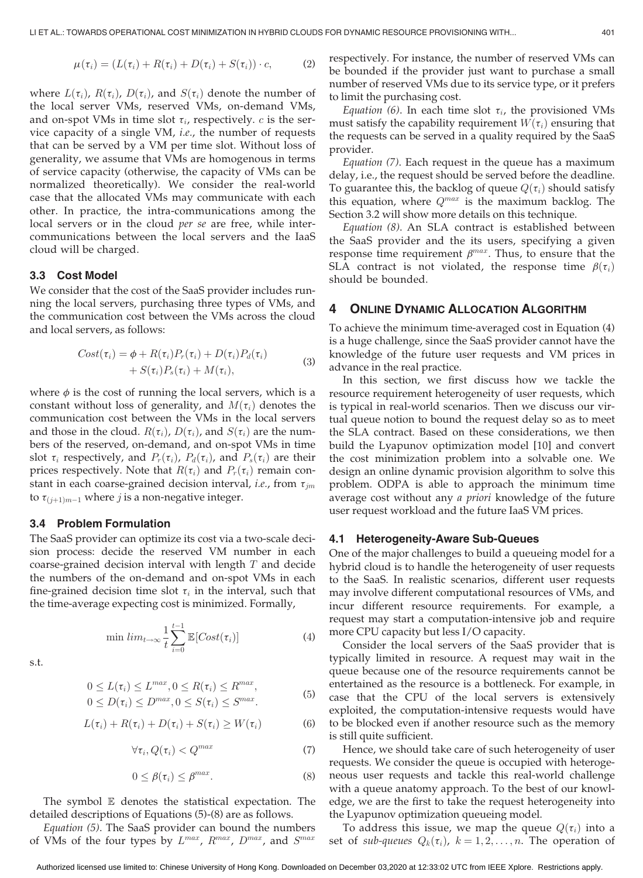$$\mu(\tau_i) = (L(\tau_i) + R(\tau_i) + D(\tau_i) + S(\tau_i)) \cdot c, \tag{2}$$

where $L(\tau_i)$, $R(\tau_i)$, $D(\tau_i)$, and $S(\tau_i)$ denote the number of the local server VMs, reserved VMs, on-demand VMs, and on-spot VMs in time slot $\tau_i$, respectively. $c$ is the service capacity of a single VM, *i.e.*, the number of requests that can be served by a VM per time slot. Without loss of generality, we assume that VMs are homogenous in terms of service capacity (otherwise, the capacity of VMs can be normalized theoretically). We consider the real-world case that the allocated VMs may communicate with each other. In practice, the intra-communications among the local servers or in the cloud *per se* are free, while inter-communications between the local servers and the IaaS cloud will be charged.

### 3.3 Cost Model

We consider that the cost of the SaaS provider includes running the local servers, purchasing three types of VMs, and the communication cost between the VMs across the cloud and local servers, as follows:

$$\begin{aligned} Cost(\tau_i) = \phi + R(\tau_i)P_r(\tau_i) + D(\tau_i)P_d(\tau_i) \\ + S(\tau_i)P_s(\tau_i) + M(\tau_i), \end{aligned} \tag{3}$$

where $\phi$ is the cost of running the local servers, which is a constant without loss of generality, and $M(\tau_i)$ denotes the communication cost between the VMs in the local servers and those in the cloud. $R(\tau_i)$, $D(\tau_i)$, and $S(\tau_i)$ are the numbers of the reserved, on-demand, and on-spot VMs in time slot $\tau_i$ respectively, and $P_r(\tau_i)$, $P_d(\tau_i)$, and $P_s(\tau_i)$ are their prices respectively. Note that $R(\tau_i)$ and $P_r(\tau_i)$ remain constant in each coarse-grained decision interval, *i.e.*, from $\tau_{jm}$ to $\tau_{(j+1)m-1}$ where $j$ is a non-negative integer.

### 3.4 Problem Formulation

The SaaS provider can optimize its cost via a two-scale decision process: decide the reserved VM number in each coarse-grained decision interval with length $T$ and decide the numbers of the on-demand and on-spot VMs in each fine-grained decision time slot $\tau_i$ in the interval, such that the time-average expecting cost is minimized. Formally,

$$\min\ lim_{t\to\infty} \frac{1}{t}\sum_{i=0}^{t-1} \mathbb{E}[Cost(\tau_i)] \tag{4}$$

s.t.

$$\begin{aligned} 0 \le L(\tau_i) \le L^{max}, 0 \le R(\tau_i) \le R^{max}, \\ 0 \le D(\tau_i) \le D^{max}, 0 \le S(\tau_i) \le S^{max}. \end{aligned} \tag{5}$$

$$L(\tau_i) + R(\tau_i) + D(\tau_i) + S(\tau_i) \ge W(\tau_i) \tag{6}$$

$$\forall \tau_i, Q(\tau_i) < Q^{max} \tag{7}$$

$$0 \le \beta(\tau_i) \le \beta^{max}. \tag{8}$$

The symbol $\mathbb{E}$ denotes the statistical expectation. The detailed descriptions of Equations (5)-(8) are as follows.

*Equation (5)*. The SaaS provider can bound the numbers of VMs of the four types by $L^{max}$, $R^{max}$, $D^{max}$, and $S^{max}$ respectively. For instance, the number of reserved VMs can be bounded if the provider just want to purchase a small number of reserved VMs due to its service type, or it prefers to limit the purchasing cost.

*Equation (6)*. In each time slot $\tau_i$, the provisioned VMs must satisfy the capability requirement $W(\tau_i)$ ensuring that the requests can be served in a quality required by the SaaS provider.

*Equation (7)*. Each request in the queue has a maximum delay, i.e., the request should be served before the deadline. To guarantee this, the backlog of queue $Q(\tau_i)$ should satisfy this equation, where $Q^{max}$ is the maximum backlog. The Section 3.2 will show more details on this technique.

*Equation (8)*. An SLA contract is established between the SaaS provider and the its users, specifying a given response time requirement $\beta^{max}$. Thus, to ensure that the SLA contract is not violated, the response time $\beta(\tau_i)$ should be bounded.

## 4 Online Dynamic Allocation Algorithm

To achieve the minimum time-averaged cost in Equation (4) is a huge challenge, since the SaaS provider cannot have the knowledge of the future user requests and VM prices in advance in the real practice.

In this section, we first discuss how we tackle the resource requirement heterogeneity of user requests, which is typical in real-world scenarios. Then we discuss our virtual queue notion to bound the request delay so as to meet the SLA contract. Based on these considerations, we then build the Lyapunov optimization model [10] and convert the cost minimization problem into a solvable one. We design an online dynamic provision algorithm to solve this problem. ODPA is able to approach the minimum time average cost without any *a priori* knowledge of the future user request workload and the future IaaS VM prices.

### 4.1 Heterogeneity-Aware Sub-Queues

One of the major challenges to build a queueing model for a hybrid cloud is to handle the heterogeneity of user requests to the SaaS. In realistic scenarios, different user requests may involve different computational resources of VMs, and incur different resource requirements. For example, a request may start a computation-intensive job and require more CPU capacity but less I/O capacity.

Consider the local servers of the SaaS provider that is typically limited in resource. A request may wait in the queue because one of the resource requirements cannot be entertained as the resource is a bottleneck. For example, in case that the CPU of the local servers is extensively exploited, the computation-intensive requests would have to be blocked even if another resource such as the memory is still quite sufficient.

Hence, we should take care of such heterogeneity of user requests. We consider the queue is occupied with heterogeneous user requests and tackle this real-world challenge with a queue anatomy approach. To the best of our knowledge, we are the first to take the request heterogeneity into the Lyapunov optimization queueing model.

To address this issue, we map the queue $Q(\tau_i)$ into a set of *sub-queues* $Q_k(\tau_i)$, $k = 1, 2, \ldots, n$. The operation of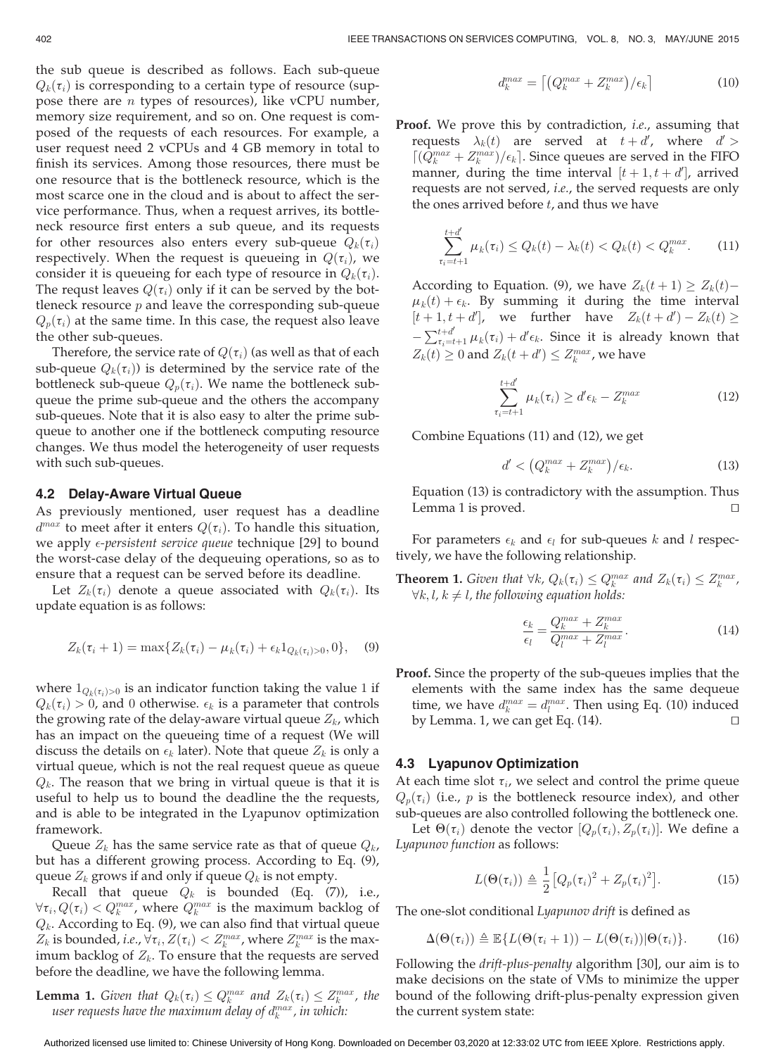the sub queue is described as follows. Each sub-queue $Q_k(\tau_i)$ is corresponding to a certain type of resource (suppose there are $n$ types of resources), like vCPU number, memory size requirement, and so on. One request is composed of the requests of each resources. For example, a user request need 2 vCPUs and 4 GB memory in total to finish its services. Among those resources, there must be one resource that is the bottleneck resource, which is the most scarce one in the cloud and is about to affect the service performance. Thus, when a request arrives, its bottleneck resource first enters a sub queue, and its requests for other resources also enters every sub-queue $Q_k(\tau_i)$ respectively. When the request is queueing in $Q(\tau_i)$, we consider it is queueing for each type of resource in $Q_k(\tau_i)$. The requst leaves $Q(\tau_i)$ only if it can be served by the bottleneck resource $p$ and leave the corresponding sub-queue $Q_p(\tau_i)$ at the same time. In this case, the request also leave the other sub-queues.

Therefore, the service rate of $Q(\tau_i)$ (as well as that of each sub-queue $Q_k(\tau_i)$) is determined by the service rate of the bottleneck sub-queue $Q_p(\tau_i)$. We name the bottleneck sub-queue the prime sub-queue and the others the accompany sub-queues. Note that it is also easy to alter the prime sub-queue to another one if the bottleneck computing resource changes. We thus model the heterogeneity of user requests with such sub-queues.

### 4.2 Delay-Aware Virtual Queue

As previously mentioned, user request has a deadline $d^{max}$ to meet after it enters $Q(\tau_i)$. To handle this situation, we apply *$\epsilon$-persistent service queue* technique [29] to bound the worst-case delay of the dequeuing operations, so as to ensure that a request can be served before its deadline.

Let $Z_k(\tau_i)$ denote a queue associated with $Q_k(\tau_i)$. Its update equation is as follows:

$$Z_k(\tau_i + 1) = \max\{Z_k(\tau_i) - \mu_k(\tau_i) + \epsilon_k 1_{Q_k(\tau_i)>0}, 0\}, \quad (9)$$

where $1_{Q_k(\tau_i)>0}$ is an indicator function taking the value 1 if $Q_k(\tau_i) > 0$, and 0 otherwise. $\epsilon_k$ is a parameter that controls the growing rate of the delay-aware virtual queue $Z_k$, which has an impact on the queueing time of a request (We will discuss the details on $\epsilon_k$ later). Note that queue $Z_k$ is only a virtual queue, which is not the real request queue as queue $Q_k$. The reason that we bring in virtual queue is that it is useful to help us to bound the deadline the the requests, and is able to be integrated in the Lyapunov optimization framework.

Queue $Z_k$ has the same service rate as that of queue $Q_k$, but has a different growing process. According to Eq. (9), queue $Z_k$ grows if and only if queue $Q_k$ is not empty.

Recall that queue $Q_k$ is bounded (Eq. (7)), i.e., $\forall \tau_i, Q(\tau_i) < Q_k^{max}$, where $Q_k^{max}$ is the maximum backlog of $Q_k$. According to Eq. (9), we can also find that virtual queue $Z_k$ is bounded, *i.e.*, $\forall \tau_i, Z(\tau_i) < Z_k^{max}$, where $Z_k^{max}$ is the maximum backlog of $Z_k$. To ensure that the requests are served before the deadline, we have the following lemma.

**Lemma 1.** *Given that $Q_k(\tau_i) \le Q_k^{max}$ and $Z_k(\tau_i) \le Z_k^{max}$, the user requests have the maximum delay of $d_k^{max}$, in which:*

$$d_k^{max} = \lceil (Q_k^{max} + Z_k^{max})/\epsilon_k \rceil \quad (10)$$

**Proof.** We prove this by contradiction, *i.e.*, assuming that requests $\lambda_k(t)$ are served at $t + d'$, where $d' > \lceil (Q_k^{max} + Z_k^{max})/\epsilon_k \rceil$. Since queues are served in the FIFO manner, during the time interval $[t+1, t+d']$, arrived requests are not served, *i.e.*, the served requests are only the ones arrived before $t$, and thus we have

$$\sum_{\tau_i=t+1}^{t+d'} \mu_k(\tau_i) \le Q_k(t) - \lambda_k(t) < Q_k(t) < Q_k^{max}. \quad (11)$$

According to Equation. (9), we have $Z_k(t+1) \ge Z_k(t) - \mu_k(t) + \epsilon_k$. By summing it during the time interval $[t+1, t+d']$, we further have $Z_k(t+d') - Z_k(t) \ge -\sum_{\tau_i=t+1}^{t+d'} \mu_k(\tau_i) + d'\epsilon_k$. Since it is already known that $Z_k(t) \ge 0$ and $Z_k(t+d') \le Z_k^{max}$, we have

$$\sum_{\tau_i=t+1}^{t+d'} \mu_k(\tau_i) \ge d'\epsilon_k - Z_k^{max} \quad (12)$$

Combine Equations (11) and (12), we get

$$d' < (Q_k^{max} + Z_k^{max})/\epsilon_k. \quad (13)$$

Equation (13) is contradictory with the assumption. Thus Lemma 1 is proved. □

For parameters $\epsilon_k$ and $\epsilon_l$ for sub-queues $k$ and $l$ respectively, we have the following relationship.

**Theorem 1.** *Given that $\forall k, Q_k(\tau_i) \le Q_k^{max}$ and $Z_k(\tau_i) \le Z_k^{max}$, $\forall k, l, k \ne l$, the following equation holds:*

$$\frac{\epsilon_k}{\epsilon_l} = \frac{Q_k^{max} + Z_k^{max}}{Q_l^{max} + Z_l^{max}}. \quad (14)$$

**Proof.** Since the property of the sub-queues implies that the elements with the same index has the same dequeue time, we have $d_k^{max} = d_l^{max}$. Then using Eq. (10) induced by Lemma. 1, we can get Eq. (14). □

### 4.3 Lyapunov Optimization

At each time slot $\tau_i$, we select and control the prime queue $Q_p(\tau_i)$ (i.e., $p$ is the bottleneck resource index), and other sub-queues are also controlled following the bottleneck one.

Let $\Theta(\tau_i)$ denote the vector $[Q_p(\tau_i), Z_p(\tau_i)]$. We define a *Lyapunov function* as follows:

$$L(\Theta(\tau_i)) \triangleq \frac{1}{2}\left[Q_p(\tau_i)^2 + Z_p(\tau_i)^2\right]. \quad (15)$$

The one-slot conditional *Lyapunov drift* is defined as

$$\Delta(\Theta(\tau_i)) \triangleq \mathbb{E}\{L(\Theta(\tau_i + 1)) - L(\Theta(\tau_i)) | \Theta(\tau_i)\}. \quad (16)$$

Following the *drift-plus-penalty* algorithm [30], our aim is to make decisions on the state of VMs to minimize the upper bound of the following drift-plus-penalty expression given the current system state: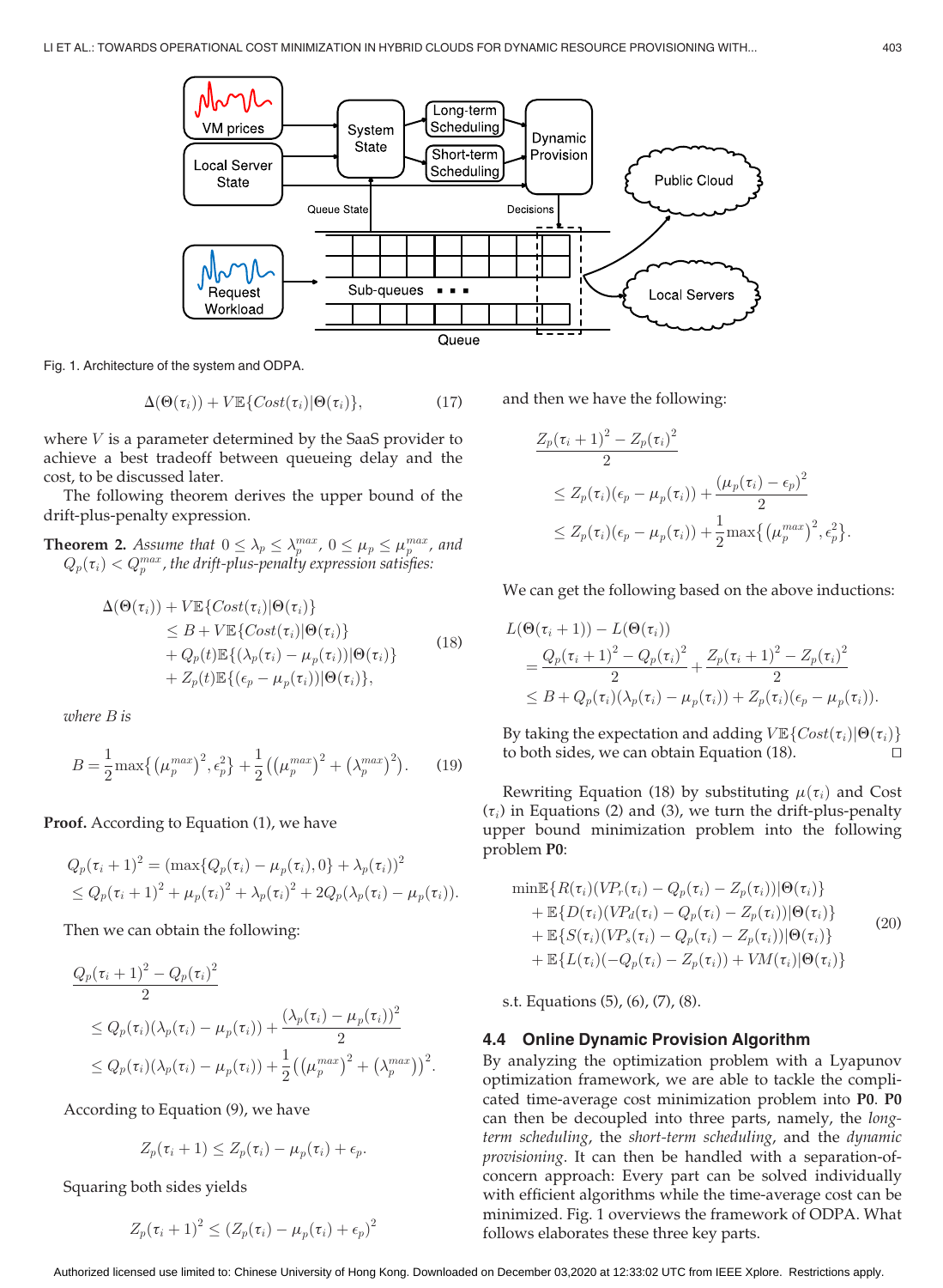Fig. 1. Architecture of the system and ODPA.

$$\Delta(\Theta(\tau_i)) + V\mathbb{E}\{Cost(\tau_i)|\Theta(\tau_i)\}, \tag{17}$$

where $V$ is a parameter determined by the SaaS provider to achieve a best tradeoff between queueing delay and the cost, to be discussed later.

The following theorem derives the upper bound of the drift-plus-penalty expression.

**Theorem 2.** *Assume that* $0 \le \lambda_p \le \lambda_p^{max}$, $0 \le \mu_p \le \mu_p^{max}$, *and* $Q_p(\tau_i) < Q_p^{max}$, *the drift-plus-penalty expression satisfies:*

$$\begin{aligned}
&\Delta(\Theta(\tau_i)) + V\mathbb{E}\{Cost(\tau_i)|\Theta(\tau_i)\} \\
&\quad \le B + V\mathbb{E}\{Cost(\tau_i)|\Theta(\tau_i)\} \\
&\quad + Q_p(t)\mathbb{E}\{(\lambda_p(\tau_i) - \mu_p(\tau_i))|\Theta(\tau_i)\} \\
&\quad + Z_p(t)\mathbb{E}\{(\epsilon_p - \mu_p(\tau_i))|\Theta(\tau_i)\},
\end{aligned} \tag{18}$$

*where* $B$ *is*

$$B = \frac{1}{2}\max\{\left(\mu_p^{max}\right)^2, \epsilon_p^2\} + \frac{1}{2}\left(\left(\mu_p^{max}\right)^2 + \left(\lambda_p^{max}\right)^2\right). \tag{19}$$

**Proof.** According to Equation (1), we have

$$\begin{aligned}
Q_p(\tau_i+1)^2 &= (\max\{Q_p(\tau_i) - \mu_p(\tau_i), 0\} + \lambda_p(\tau_i))^2 \\
&\le Q_p(\tau_i+1)^2 + \mu_p(\tau_i)^2 + \lambda_p(\tau_i)^2 + 2Q_p(\lambda_p(\tau_i) - \mu_p(\tau_i)).
\end{aligned}$$

Then we can obtain the following:

$$\begin{aligned}
&\frac{Q_p(\tau_i+1)^2 - Q_p(\tau_i)^2}{2} \\
&\le Q_p(\tau_i)(\lambda_p(\tau_i) - \mu_p(\tau_i)) + \frac{(\lambda_p(\tau_i) - \mu_p(\tau_i))^2}{2} \\
&\le Q_p(\tau_i)(\lambda_p(\tau_i) - \mu_p(\tau_i)) + \frac{1}{2}\left(\left(\mu_p^{max}\right)^2 + \left(\lambda_p^{max}\right)\right)^2.
\end{aligned}$$

According to Equation (9), we have

$$Z_p(\tau_i+1) \le Z_p(\tau_i) - \mu_p(\tau_i) + \epsilon_p.$$

Squaring both sides yields

$$Z_p(\tau_i+1)^2 \le (Z_p(\tau_i) - \mu_p(\tau_i) + \epsilon_p)^2$$

and then we have the following:

$$\begin{aligned}
&\frac{Z_p(\tau_i+1)^2 - Z_p(\tau_i)^2}{2} \\
&\le Z_p(\tau_i)(\epsilon_p - \mu_p(\tau_i)) + \frac{(\mu_p(\tau_i) - \epsilon_p)^2}{2} \\
&\le Z_p(\tau_i)(\epsilon_p - \mu_p(\tau_i)) + \frac{1}{2}\max\{\left(\mu_p^{max}\right)^2, \epsilon_p^2\}.
\end{aligned}$$

We can get the following based on the above inductions:

$$\begin{aligned}
&L(\Theta(\tau_i+1)) - L(\Theta(\tau_i)) \\
&= \frac{Q_p(\tau_i+1)^2 - Q_p(\tau_i)^2}{2} + \frac{Z_p(\tau_i+1)^2 - Z_p(\tau_i)^2}{2} \\
&\le B + Q_p(\tau_i)(\lambda_p(\tau_i) - \mu_p(\tau_i)) + Z_p(\tau_i)(\epsilon_p - \mu_p(\tau_i)).
\end{aligned}$$

By taking the expectation and adding $V\mathbb{E}\{Cost(\tau_i)|\Theta(\tau_i)\}$ to both sides, we can obtain Equation (18). □

Rewriting Equation (18) by substituting $\mu(\tau_i)$ and Cost $(\tau_i)$ in Equations (2) and (3), we turn the drift-plus-penalty upper bound minimization problem into the following problem **P0**:

$$\begin{aligned}
&\min\mathbb{E}\{R(\tau_i)(VP_r(\tau_i) - Q_p(\tau_i) - Z_p(\tau_i))|\Theta(\tau_i)\} \\
&\quad + \mathbb{E}\{D(\tau_i)(VP_d(\tau_i) - Q_p(\tau_i) - Z_p(\tau_i))|\Theta(\tau_i)\} \\
&\quad + \mathbb{E}\{S(\tau_i)(VP_s(\tau_i) - Q_p(\tau_i) - Z_p(\tau_i))|\Theta(\tau_i)\} \\
&\quad + \mathbb{E}\{L(\tau_i)(-Q_p(\tau_i) - Z_p(\tau_i)) + VM(\tau_i)|\Theta(\tau_i)\}
\end{aligned} \tag{20}$$

s.t. Equations (5), (6), (7), (8).

### 4.4 Online Dynamic Provision Algorithm

By analyzing the optimization problem with a Lyapunov optimization framework, we are able to tackle the complicated time-average cost minimization problem into **P0**. **P0** can then be decoupled into three parts, namely, the *long-term scheduling*, the *short-term scheduling*, and the *dynamic provisioning*. It can then be handled with a separation-of-concern approach: Every part can be solved individually with efficient algorithms while the time-average cost can be minimized. Fig. 1 overviews the framework of ODPA. What follows elaborates these three key parts.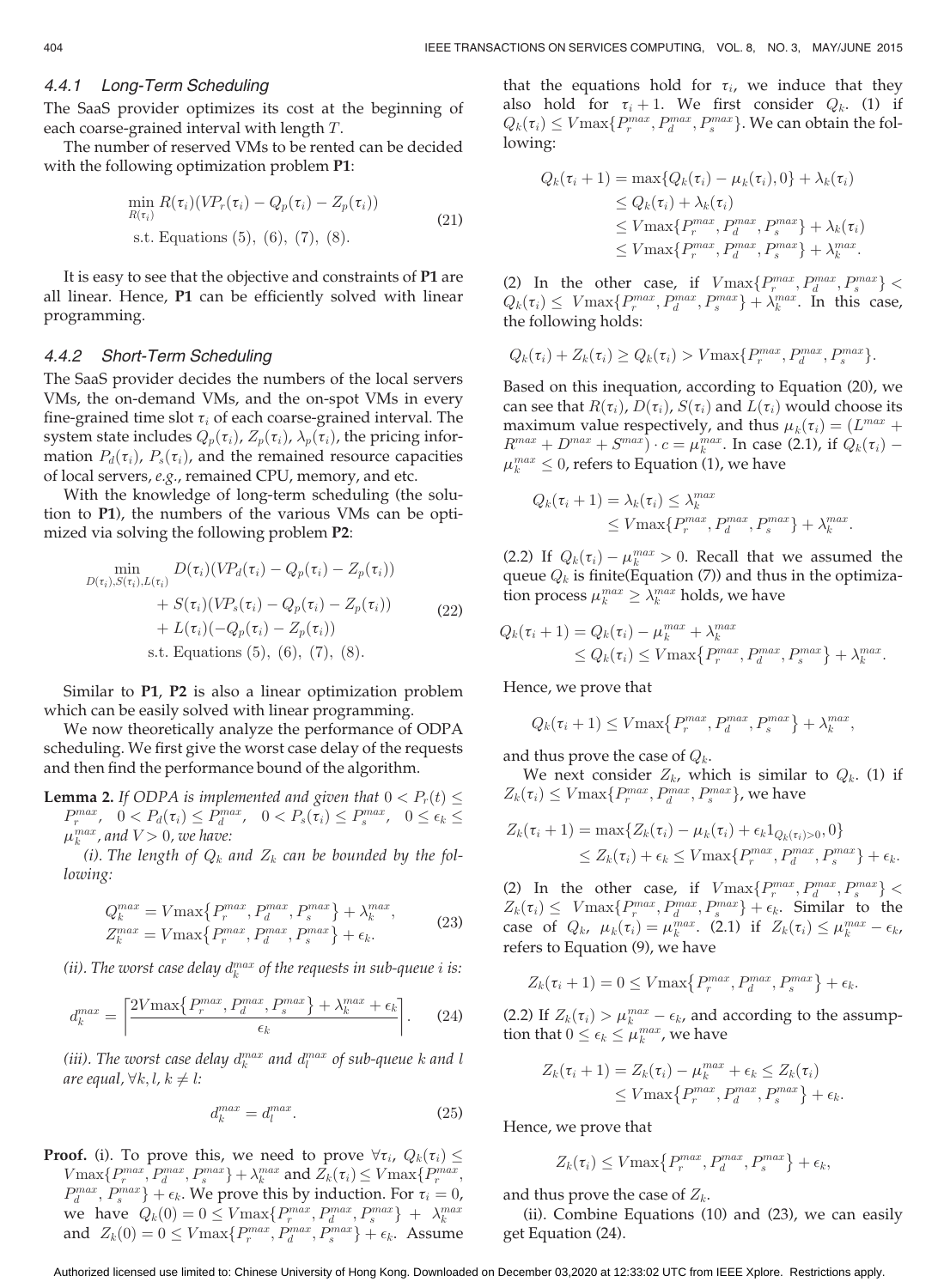#### 4.4.1 Long-Term Scheduling

The SaaS provider optimizes its cost at the beginning of each coarse-grained interval with length $T$.

The number of reserved VMs to be rented can be decided with the following optimization problem **P1**:

$$\begin{aligned} \min_{R(\tau_i)} \; & R(\tau_i)(VP_r(\tau_i) - Q_p(\tau_i) - Z_p(\tau_i)) \\ \text{s.t. } & \text{Equations (5), (6), (7), (8).} \end{aligned} \tag{21}$$

It is easy to see that the objective and constraints of **P1** are all linear. Hence, **P1** can be efficiently solved with linear programming.

#### 4.4.2 Short-Term Scheduling

The SaaS provider decides the numbers of the local servers VMs, the on-demand VMs, and the on-spot VMs in every fine-grained time slot $\tau_i$ of each coarse-grained interval. The system state includes $Q_p(\tau_i)$, $Z_p(\tau_i)$, $\lambda_p(\tau_i)$, the pricing information $P_d(\tau_i)$, $P_s(\tau_i)$, and the remained resource capacities of local servers, *e.g.*, remained CPU, memory, and etc.

With the knowledge of long-term scheduling (the solution to **P1**), the numbers of the various VMs can be optimized via solving the following problem **P2**:

$$\begin{aligned} \min_{D(\tau_i), S(\tau_i), L(\tau_i)} \; & D(\tau_i)(VP_d(\tau_i) - Q_p(\tau_i) - Z_p(\tau_i)) \\ & + S(\tau_i)(VP_s(\tau_i) - Q_p(\tau_i) - Z_p(\tau_i)) \\ & + L(\tau_i)(-Q_p(\tau_i) - Z_p(\tau_i)) \\ \text{s.t. } & \text{Equations (5), (6), (7), (8).} \end{aligned} \tag{22}$$

Similar to **P1**, **P2** is also a linear optimization problem which can be easily solved with linear programming.

We now theoretically analyze the performance of ODPA scheduling. We first give the worst case delay of the requests and then find the performance bound of the algorithm.

**Lemma 2.** *If ODPA is implemented and given that* $0 < P_r(t) \le P_r^{max}$, $0 < P_d(\tau_i) \le P_d^{max}$, $0 < P_s(\tau_i) \le P_s^{max}$, $0 \le \epsilon_k \le \mu_k^{max}$, *and* $V > 0$, *we have:*

*(i). The length of* $Q_k$ *and* $Z_k$ *can be bounded by the following:*

$$\begin{aligned} Q_k^{max} &= V\max\{P_r^{max}, P_d^{max}, P_s^{max}\} + \lambda_k^{max}, \\ Z_k^{max} &= V\max\{P_r^{max}, P_d^{max}, P_s^{max}\} + \epsilon_k. \end{aligned} \tag{23}$$

*(ii). The worst case delay* $d_k^{max}$ *of the requests in sub-queue* $i$ *is:*

$$d_k^{max} = \left\lceil \frac{2V\max\{P_r^{max}, P_d^{max}, P_s^{max}\} + \lambda_k^{max} + \epsilon_k}{\epsilon_k} \right\rceil. \tag{24}$$

*(iii). The worst case delay* $d_k^{max}$ *and* $d_l^{max}$ *of sub-queue* $k$ *and* $l$ *are equal,* $\forall k, l$, $k \neq l$:

$$d_k^{max} = d_l^{max}. \tag{25}$$

**Proof.** (i). To prove this, we need to prove $\forall \tau_i$, $Q_k(\tau_i) \le V\max\{P_r^{max}, P_d^{max}, P_s^{max}\} + \lambda_k^{max}$ and $Z_k(\tau_i) \le V\max\{P_r^{max}, P_d^{max}, P_s^{max}\} + \epsilon_k$. We prove this by induction. For $\tau_i = 0$, we have $Q_k(0) = 0 \le V\max\{P_r^{max}, P_d^{max}, P_s^{max}\} + \lambda_k^{max}$ and $Z_k(0) = 0 \le V\max\{P_r^{max}, P_d^{max}, P_s^{max}\} + \epsilon_k$. Assume that the equations hold for $\tau_i$, we induce that they also hold for $\tau_i + 1$. We first consider $Q_k$. (1) if $Q_k(\tau_i) \le V\max\{P_r^{max}, P_d^{max}, P_s^{max}\}$. We can obtain the following:

$$\begin{aligned} Q_k(\tau_i + 1) &= \max\{Q_k(\tau_i) - \mu_k(\tau_i), 0\} + \lambda_k(\tau_i) \\ &\le Q_k(\tau_i) + \lambda_k(\tau_i) \\ &\le V\max\{P_r^{max}, P_d^{max}, P_s^{max}\} + \lambda_k(\tau_i) \\ &\le V\max\{P_r^{max}, P_d^{max}, P_s^{max}\} + \lambda_k^{max}. \end{aligned}$$

(2) In the other case, if $V\max\{P_r^{max}, P_d^{max}, P_s^{max}\} < Q_k(\tau_i) \le V\max\{P_r^{max}, P_d^{max}, P_s^{max}\} + \lambda_k^{max}$. In this case, the following holds:

$$Q_k(\tau_i) + Z_k(\tau_i) \ge Q_k(\tau_i) > V\max\{P_r^{max}, P_d^{max}, P_s^{max}\}.$$

Based on this inequation, according to Equation (20), we can see that $R(\tau_i)$, $D(\tau_i)$, $S(\tau_i)$ and $L(\tau_i)$ would choose its maximum value respectively, and thus $\mu_k(\tau_i) = (L^{max} + R^{max} + D^{max} + S^{max}) \cdot c = \mu_k^{max}$. In case (2.1), if $Q_k(\tau_i) - \mu_k^{max} \le 0$, refers to Equation (1), we have

$$\begin{aligned} Q_k(\tau_i + 1) = \lambda_k(\tau_i) &\le \lambda_k^{max} \\ &\le V\max\{P_r^{max}, P_d^{max}, P_s^{max}\} + \lambda_k^{max}. \end{aligned}$$

(2.2) If $Q_k(\tau_i) - \mu_k^{max} > 0$. Recall that we assumed the queue $Q_k$ is finite(Equation (7)) and thus in the optimization process $\mu_k^{max} \ge \lambda_k^{max}$ holds, we have

$$\begin{aligned} Q_k(\tau_i + 1) &= Q_k(\tau_i) - \mu_k^{max} + \lambda_k^{max} \\ &\le Q_k(\tau_i) \le V\max\{P_r^{max}, P_d^{max}, P_s^{max}\} + \lambda_k^{max}. \end{aligned}$$

Hence, we prove that

$$Q_k(\tau_i + 1) \le V\max\{P_r^{max}, P_d^{max}, P_s^{max}\} + \lambda_k^{max},$$

and thus prove the case of $Q_k$.

We next consider $Z_k$, which is similar to $Q_k$. (1) if $Z_k(\tau_i) \le V\max\{P_r^{max}, P_d^{max}, P_s^{max}\}$, we have

$$\begin{aligned} Z_k(\tau_i + 1) &= \max\{Z_k(\tau_i) - \mu_k(\tau_i) + \epsilon_k 1_{Q_k(\tau_i) > 0}, 0\} \\ &\le Z_k(\tau_i) + \epsilon_k \le V\max\{P_r^{max}, P_d^{max}, P_s^{max}\} + \epsilon_k. \end{aligned}$$

(2) In the other case, if $V\max\{P_r^{max}, P_d^{max}, P_s^{max}\} < Z_k(\tau_i) \le V\max\{P_r^{max}, P_d^{max}, P_s^{max}\} + \epsilon_k$. Similar to the case of $Q_k$, $\mu_k(\tau_i) = \mu_k^{max}$. (2.1) if $Z_k(\tau_i) \le \mu_k^{max} - \epsilon_k$, refers to Equation (9), we have

$$Z_k(\tau_i + 1) = 0 \le V\max\{P_r^{max}, P_d^{max}, P_s^{max}\} + \epsilon_k.$$

(2.2) If $Z_k(\tau_i) > \mu_k^{max} - \epsilon_k$, and according to the assumption that $0 \le \epsilon_k \le \mu_k^{max}$, we have

$$\begin{aligned} Z_k(\tau_i + 1) &= Z_k(\tau_i) - \mu_k^{max} + \epsilon_k \le Z_k(\tau_i) \\ &\le V\max\{P_r^{max}, P_d^{max}, P_s^{max}\} + \epsilon_k. \end{aligned}$$

Hence, we prove that

$$Z_k(\tau_i) \le V\max\{P_r^{max}, P_d^{max}, P_s^{max}\} + \epsilon_k,$$

and thus prove the case of $Z_k$.

(ii). Combine Equations (10) and (23), we can easily get Equation (24).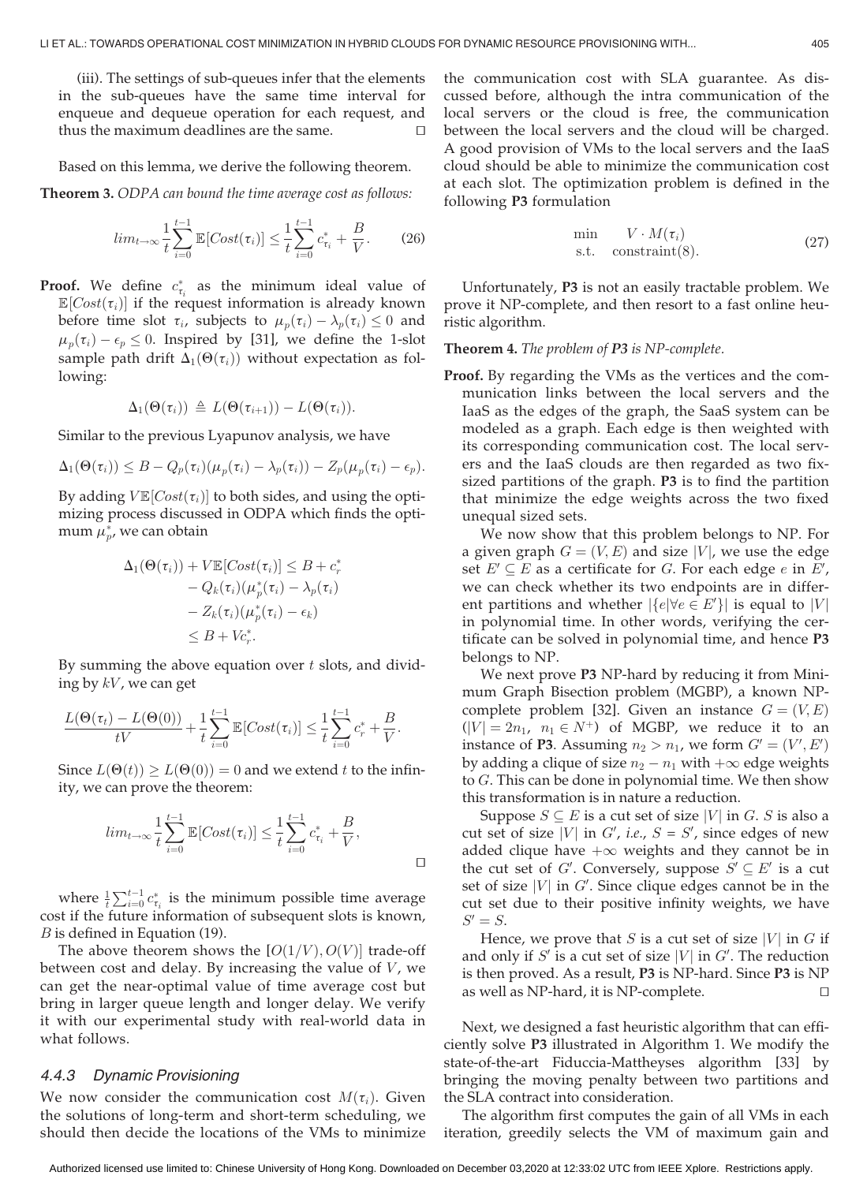(iii). The settings of sub-queues infer that the elements in the sub-queues have the same time interval for enqueue and dequeue operation for each request, and thus the maximum deadlines are the same. □

Based on this lemma, we derive the following theorem.

**Theorem 3.** *ODPA can bound the time average cost as follows:*

$$lim_{t\to\infty} \frac{1}{t}\sum_{i=0}^{t-1} \mathbb{E}[Cost(\tau_i)] \le \frac{1}{t}\sum_{i=0}^{t-1} c^*_{\tau_i} + \frac{B}{V}. \tag{26}$$

**Proof.** We define $c^*_{\tau_i}$ as the minimum ideal value of $\mathbb{E}[Cost(\tau_i)]$ if the request information is already known before time slot $\tau_i$, subjects to $\mu_p(\tau_i) - \lambda_p(\tau_i) \le 0$ and $\mu_p(\tau_i) - \epsilon_p \le 0$. Inspired by [31], we define the 1-slot sample path drift $\Delta_1(\Theta(\tau_i))$ without expectation as following:

$$\Delta_1(\Theta(\tau_i)) \triangleq L(\Theta(\tau_{i+1})) - L(\Theta(\tau_i)).$$

Similar to the previous Lyapunov analysis, we have

$$\Delta_1(\Theta(\tau_i)) \le B - Q_p(\tau_i)(\mu_p(\tau_i) - \lambda_p(\tau_i)) - Z_p(\mu_p(\tau_i) - \epsilon_p).$$

By adding $V\mathbb{E}[Cost(\tau_i)]$ to both sides, and using the optimizing process discussed in ODPA which finds the optimum $\mu^*_p$, we can obtain

$$\begin{aligned}\Delta_1(\Theta(\tau_i)) + V\mathbb{E}[Cost(\tau_i)] &\le B + c^*_r \\ &- Q_k(\tau_i)(\mu^*_p(\tau_i) - \lambda_p(\tau_i)) \\ &- Z_k(\tau_i)(\mu^*_p(\tau_i) - \epsilon_k) \\ &\le B + Vc^*_r.\end{aligned}$$

By summing the above equation over $t$ slots, and dividing by $kV$, we can get

$$\frac{L(\Theta(\tau_t) - L(\Theta(0))}{tV} + \frac{1}{t}\sum_{i=0}^{t-1} \mathbb{E}[Cost(\tau_i)] \le \frac{1}{t}\sum_{i=0}^{t-1} c^*_r + \frac{B}{V}.$$

Since $L(\Theta(t)) \ge L(\Theta(0)) = 0$ and we extend $t$ to the infinity, we can prove the theorem:

$$lim_{t\to\infty} \frac{1}{t}\sum_{i=0}^{t-1} \mathbb{E}[Cost(\tau_i)] \le \frac{1}{t}\sum_{i=0}^{t-1} c^*_{\tau_i} + \frac{B}{V},$$

□

where $\frac{1}{t}\sum_{i=0}^{t-1} c^*_{\tau_i}$ is the minimum possible time average cost if the future information of subsequent slots is known, $B$ is defined in Equation (19).

The above theorem shows the $[O(1/V), O(V)]$ trade-off between cost and delay. By increasing the value of $V$, we can get the near-optimal value of time average cost but bring in larger queue length and longer delay. We verify it with our experimental study with real-world data in what follows.

### 4.4.3 Dynamic Provisioning

We now consider the communication cost $M(\tau_i)$. Given the solutions of long-term and short-term scheduling, we should then decide the locations of the VMs to minimize the communication cost with SLA guarantee. As discussed before, although the intra communication of the local servers or the cloud is free, the communication between the local servers and the cloud will be charged. A good provision of VMs to the local servers and the IaaS cloud should be able to minimize the communication cost at each slot. The optimization problem is defined in the following **P3** formulation

$$\begin{aligned}\min \quad & V \cdot M(\tau_i) \\ \text{s.t.} \quad & \text{constraint}(8).\end{aligned} \tag{27}$$

Unfortunately, **P3** is not an easily tractable problem. We prove it NP-complete, and then resort to a fast online heuristic algorithm.

**Theorem 4.** *The problem of* **P3** *is NP-complete.*

**Proof.** By regarding the VMs as the vertices and the communication links between the local servers and the IaaS as the edges of the graph, the SaaS system can be modeled as a graph. Each edge is then weighted with its corresponding communication cost. The local servers and the IaaS clouds are then regarded as two fix-sized partitions of the graph. **P3** is to find the partition that minimize the edge weights across the two fixed unequal sized sets.

We now show that this problem belongs to NP. For a given graph $G = (V, E)$ and size $|V|$, we use the edge set $E' \subseteq E$ as a certificate for $G$. For each edge $e$ in $E'$, we can check whether its two endpoints are in different partitions and whether $|\{e|\forall e \in E'\}|$ is equal to $|V|$ in polynomial time. In other words, verifying the certificate can be solved in polynomial time, and hence **P3** belongs to NP.

We next prove **P3** NP-hard by reducing it from Minimum Graph Bisection problem (MGBP), a known NP-complete problem [32]. Given an instance $G = (V, E)$ $(|V| = 2n_1,\ n_1 \in N^+)$ of MGBP, we reduce it to an instance of **P3**. Assuming $n_2 > n_1$, we form $G' = (V', E')$ by adding a clique of size $n_2 - n_1$ with $+\infty$ edge weights to $G$. This can be done in polynomial time. We then show this transformation is in nature a reduction.

Suppose $S \subseteq E$ is a cut set of size $|V|$ in $G$. $S$ is also a cut set of size $|V|$ in $G'$, *i.e.*, $S = S'$, since edges of new added clique have $+\infty$ weights and they cannot be in the cut set of $G'$. Conversely, suppose $S' \subseteq E'$ is a cut set of size $|V|$ in $G'$. Since clique edges cannot be in the cut set due to their positive infinity weights, we have $S' = S$.

Hence, we prove that $S$ is a cut set of size $|V|$ in $G$ if and only if $S'$ is a cut set of size $|V|$ in $G'$. The reduction is then proved. As a result, **P3** is NP-hard. Since **P3** is NP as well as NP-hard, it is NP-complete. □

Next, we designed a fast heuristic algorithm that can efficiently solve **P3** illustrated in Algorithm 1. We modify the state-of-the-art Fiduccia-Mattheyses algorithm [33] by bringing the moving penalty between two partitions and the SLA contract into consideration.

The algorithm first computes the gain of all VMs in each iteration, greedily selects the VM of maximum gain and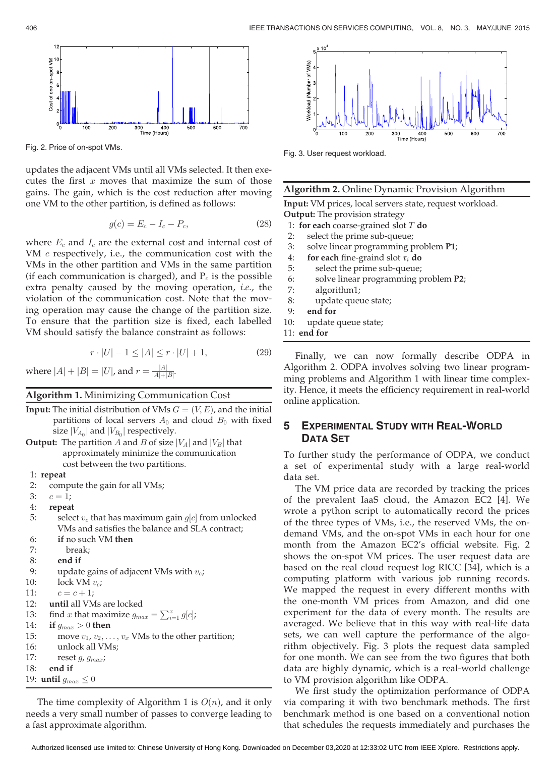Fig. 2. Price of on-spot VMs.

updates the adjacent VMs until all VMs selected. It then executes the first $x$ moves that maximize the sum of those gains. The gain, which is the cost reduction after moving one VM to the other partition, is defined as follows:

$$g(c) = E_c - I_c - P_c, \tag{28}$$

where $E_c$ and $I_c$ are the external cost and internal cost of VM $c$ respectively, i.e., the communication cost with the VMs in the other partition and VMs in the same partition (if each communication is charged), and $P_c$ is the possible extra penalty caused by the moving operation, *i.e.*, the violation of the communication cost. Note that the moving operation may cause the change of the partition size. To ensure that the partition size is fixed, each labelled VM should satisfy the balance constraint as follows:

$$r \cdot |U| - 1 \leq |A| \leq r \cdot |U| + 1, \tag{29}$$

where $|A| + |B| = |U|$, and $r = \frac{|A|}{|A|+|B|}$.

**Algorithm 1.** Minimizing Communication Cost

**Input:** The initial distribution of VMs $G = (V, E)$, and the initial partitions of local servers $A_0$ and cloud $B_0$ with fixed size $|V_{A_0}|$ and $|V_{B_0}|$ respectively.

**Output:** The partition $A$ and $B$ of size $|V_A|$ and $|V_B|$ that approximately minimize the communication cost between the two partitions.

```
1:  repeat
2:    compute the gain for all VMs;
3:    c = 1;
4:    repeat
5:      select v_c that has maximum gain g[c] from unlocked
        VMs and satisfies the balance and SLA contract;
6:      if no such VM then
7:        break;
8:      end if
9:      update gains of adjacent VMs with v_c;
10:     lock VM v_c;
11:     c = c + 1;
12:   until all VMs are locked
13:   find x that maximize g_max = sum_{i=1}^{x} g[c];
14:   if g_max > 0 then
15:     move v_1, v_2, ..., v_x VMs to the other partition;
16:     unlock all VMs;
17:     reset g, g_max;
18:   end if
19: until g_max <= 0
```

The time complexity of Algorithm 1 is $O(n)$, and it only needs a very small number of passes to converge leading to a fast approximate algorithm.

Fig. 3. User request workload.

**Algorithm 2.** Online Dynamic Provision Algorithm

**Input:** VM prices, local servers state, request workload.

**Output:** The provision strategy

```
1:  for each coarse-grained slot T do
2:    select the prime sub-queue;
3:    solve linear programming problem P1;
4:    for each fine-graind slot τ_i do
5:      select the prime sub-queue;
6:      solve linear programming problem P2;
7:      algorithm1;
8:      update queue state;
9:    end for
10:   update queue state;
11: end for
```

Finally, we can now formally describe ODPA in Algorithm 2. ODPA involves solving two linear programming problems and Algorithm 1 with linear time complexity. Hence, it meets the efficiency requirement in real-world online application.

## 5 Experimental Study with Real-World Data Set

To further study the performance of ODPA, we conduct a set of experimental study with a large real-world data set.

The VM price data are recorded by tracking the prices of the prevalent IaaS cloud, the Amazon EC2 [4]. We wrote a python script to automatically record the prices of the three types of VMs, i.e., the reserved VMs, the on-demand VMs, and the on-spot VMs in each hour for one month from the Amazon EC2's official website. Fig. 2 shows the on-spot VM prices. The user request data are based on the real cloud request log RICC [34], which is a computing platform with various job running records. We mapped the request in every different months with the one-month VM prices from Amazon, and did one experiment for the data of every month. The results are averaged. We believe that in this way with real-life data sets, we can well capture the performance of the algorithm objectively. Fig. 3 plots the request data sampled for one month. We can see from the two figures that both data are highly dynamic, which is a real-world challenge to VM provision algorithm like ODPA.

We first study the optimization performance of ODPA via comparing it with two benchmark methods. The first benchmark method is one based on a conventional notion that schedules the requests immediately and purchases the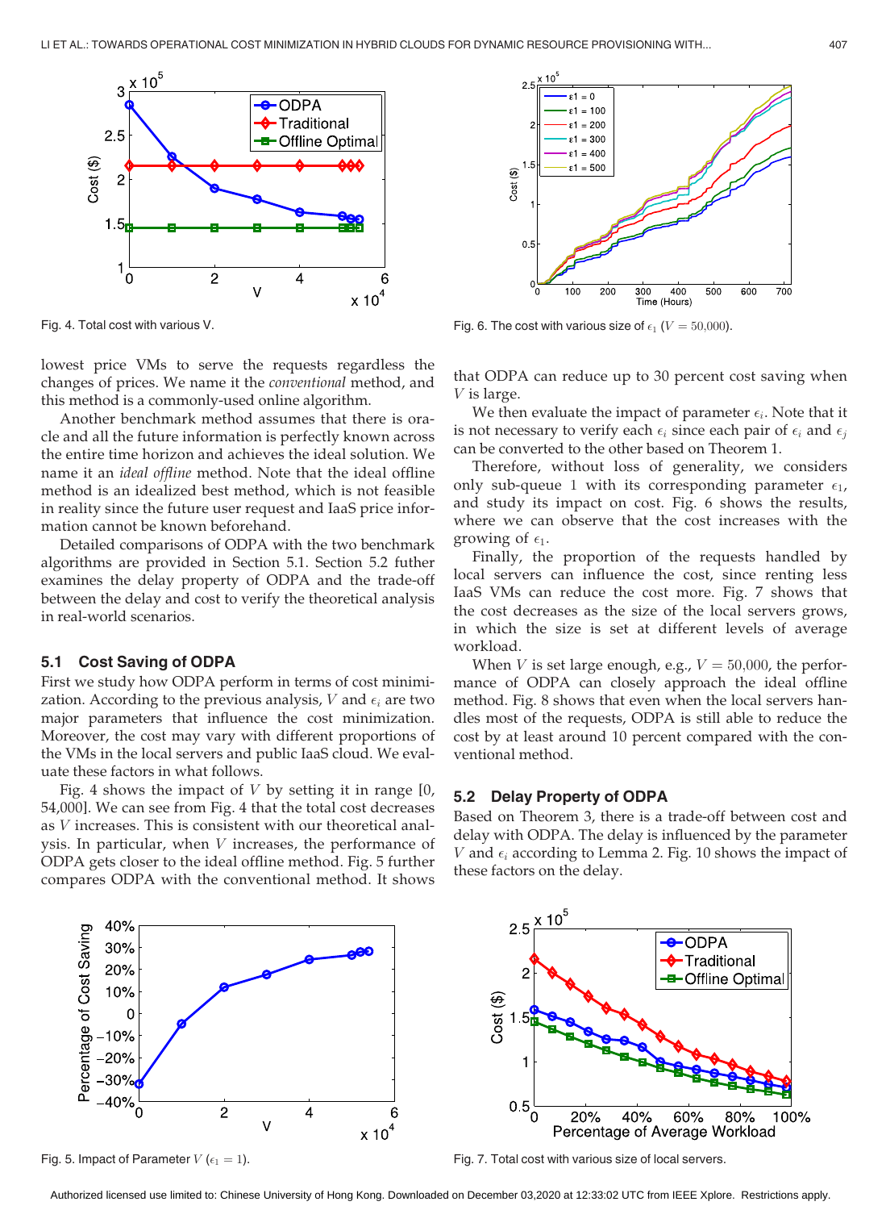Fig. 4. Total cost with various V.

Fig. 6. The cost with various size of $\epsilon_1$ ($V = 50{,}000$).

lowest price VMs to serve the requests regardless the changes of prices. We name it the *conventional* method, and this method is a commonly-used online algorithm.

Another benchmark method assumes that there is oracle and all the future information is perfectly known across the entire time horizon and achieves the ideal solution. We name it an *ideal offline* method. Note that the ideal offline method is an idealized best method, which is not feasible in reality since the future user request and IaaS price information cannot be known beforehand.

Detailed comparisons of ODPA with the two benchmark algorithms are provided in Section 5.1. Section 5.2 futher examines the delay property of ODPA and the trade-off between the delay and cost to verify the theoretical analysis in real-world scenarios.

### 5.1 Cost Saving of ODPA

First we study how ODPA perform in terms of cost minimization. According to the previous analysis, $V$ and $\epsilon_i$ are two major parameters that influence the cost minimization. Moreover, the cost may vary with different proportions of the VMs in the local servers and public IaaS cloud. We evaluate these factors in what follows.

Fig. 4 shows the impact of $V$ by setting it in range [0, 54,000]. We can see from Fig. 4 that the total cost decreases as $V$ increases. This is consistent with our theoretical analysis. In particular, when $V$ increases, the performance of ODPA gets closer to the ideal offline method. Fig. 5 further compares ODPA with the conventional method. It shows that ODPA can reduce up to 30 percent cost saving when $V$ is large.

We then evaluate the impact of parameter $\epsilon_i$. Note that it is not necessary to verify each $\epsilon_i$ since each pair of $\epsilon_i$ and $\epsilon_j$ can be converted to the other based on Theorem 1.

Therefore, without loss of generality, we considers only sub-queue 1 with its corresponding parameter $\epsilon_1$, and study its impact on cost. Fig. 6 shows the results, where we can observe that the cost increases with the growing of $\epsilon_1$.

Finally, the proportion of the requests handled by local servers can influence the cost, since renting less IaaS VMs can reduce the cost more. Fig. 7 shows that the cost decreases as the size of the local servers grows, in which the size is set at different levels of average workload.

When $V$ is set large enough, e.g., $V = 50{,}000$, the performance of ODPA can closely approach the ideal offline method. Fig. 8 shows that even when the local servers handles most of the requests, ODPA is still able to reduce the cost by at least around 10 percent compared with the conventional method.

### 5.2 Delay Property of ODPA

Based on the Theorem 3, there is a trade-off between cost and delay with ODPA. The delay is influenced by the parameter $V$ and $\epsilon_i$ according to Lemma 2. Fig. 10 shows the impact of these factors on the delay.

Fig. 5. Impact of Parameter $V$ ($\epsilon_1 = 1$).

Fig. 7. Total cost with various size of local servers.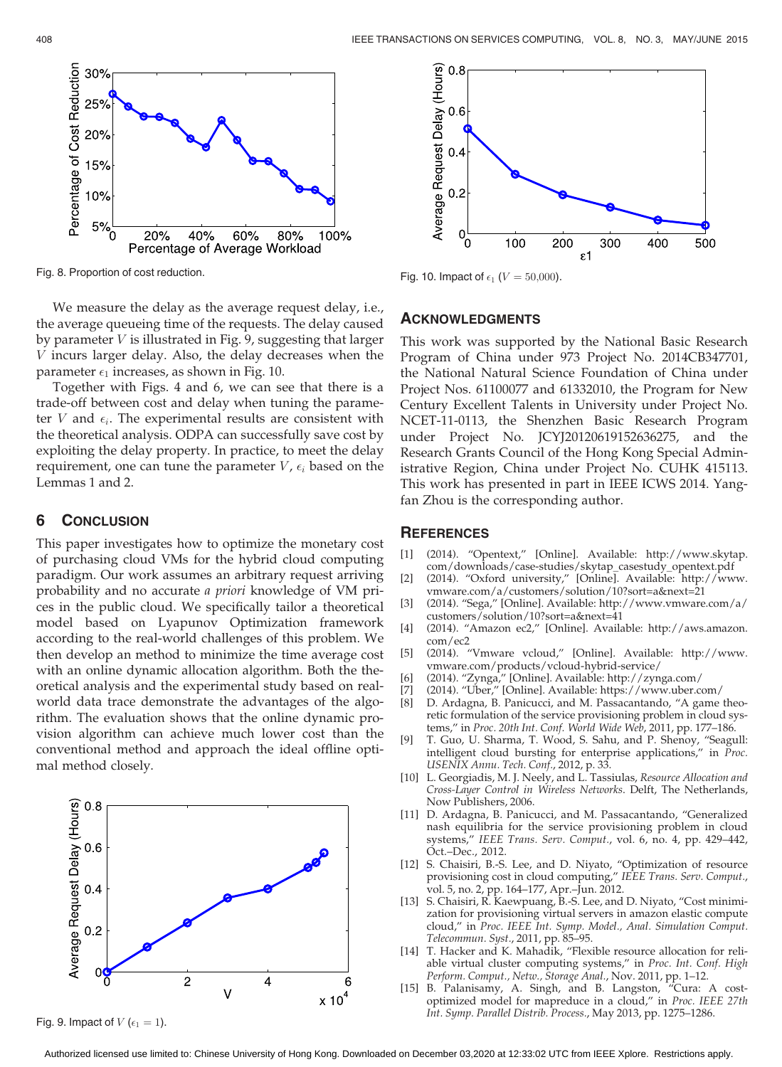Fig. 8. Proportion of cost reduction.

We measure the delay as the average request delay, i.e., the average queueing time of the requests. The delay caused by parameter $V$ is illustrated in Fig. 9, suggesting that larger $V$ incurs larger delay. Also, the delay decreases when the parameter $\epsilon_1$ increases, as shown in Fig. 10.

Together with Figs. 4 and 6, we can see that there is a trade-off between cost and delay when tuning the parameter $V$ and $\epsilon_i$. The experimental results are consistent with the theoretical analysis. ODPA can successfully save cost by exploiting the delay property. In practice, to meet the delay requirement, one can tune the parameter $V$, $\epsilon_i$ based on the Lemmas 1 and 2.

## 6 Conclusion

This paper investigates how to optimize the monetary cost of purchasing cloud VMs for the hybrid cloud computing paradigm. Our work assumes an arbitrary request arriving probability and no accurate *a priori* knowledge of VM prices in the public cloud. We specifically tailor a theoretical model based on Lyapunov Optimization framework according to the real-world challenges of this problem. We then develop an method to minimize the time average cost with an online dynamic allocation algorithm. Both the theoretical analysis and the experimental study based on real-world data trace demonstrate the advantages of the algorithm. The evaluation shows that the online dynamic provision algorithm can achieve much lower cost than the conventional method and approach the ideal offline optimal method closely.

Fig. 9. Impact of $V$ ($\epsilon_1 = 1$).

Fig. 10. Impact of $\epsilon_1$ ($V = 50{,}000$).

## Acknowledgments

This work was supported by the National Basic Research Program of China under 973 Project No. 2014CB347701, the National Natural Science Foundation of China under Project Nos. 61100077 and 61332010, the Program for New Century Excellent Talents in University under Project No. NCET-11-0113, the Shenzhen Basic Research Program under Project No. JCYJ20120619152636275, and the Research Grants Council of the Hong Kong Special Administrative Region, China under Project No. CUHK 415113. This work has presented in part in IEEE ICWS 2014. Yangfan Zhou is the corresponding author.

## References

[1] (2014). "Opentext," [Online]. Available: http://www.skytap.com/downloads/case-studies/skytap_casestudy_opentext.pdf
[2] (2014). "Oxford university," [Online]. Available: http://www.vmware.com/a/customers/solution/10?sort=a&next=21
[3] (2014). "Sega," [Online]. Available: http://www.vmware.com/a/customers/solution/10?sort=a&next=41
[4] (2014). "Amazon ec2," [Online]. Available: http://aws.amazon.com/ec2
[5] (2014). "Vmware vcloud," [Online]. Available: http://www.vmware.com/products/vcloud-hybrid-service/
[6] (2014). "Zynga," [Online]. Available: http://zynga.com/
[7] (2014). "Uber," [Online]. Available: https://www.uber.com/
[8] D. Ardagna, B. Panicucci, and M. Passacantando, "A game theoretic formulation of the service provisioning problem in cloud systems," in *Proc. 20th Int. Conf. World Wide Web*, 2011, pp. 177–186.
[9] T. Guo, U. Sharma, T. Wood, S. Sahu, and P. Shenoy, "Seagull: intelligent cloud bursting for enterprise applications," in *Proc. USENIX Annu. Tech. Conf.*, 2012, p. 33.
[10] L. Georgiadis, M. J. Neely, and L. Tassiulas, *Resource Allocation and Cross-Layer Control in Wireless Networks*. Delft, The Netherlands, Now Publishers, 2006.
[11] D. Ardagna, B. Panicucci, and M. Passacantando, "Generalized nash equilibria for the service provisioning problem in cloud systems," *IEEE Trans. Serv. Comput.*, vol. 6, no. 4, pp. 429–442, Oct.–Dec., 2012.
[12] S. Chaisiri, B.-S. Lee, and D. Niyato, "Optimization of resource provisioning cost in cloud computing," *IEEE Trans. Serv. Comput.*, vol. 5, no. 2, pp. 164–177, Apr.–Jun. 2012.
[13] S. Chaisiri, R. Kaewpuang, B.-S. Lee, and D. Niyato, "Cost minimization for provisioning virtual servers in amazon elastic compute cloud," in *Proc. IEEE Int. Symp. Model., Anal. Simulation Comput. Telecommun. Syst.*, 2011, pp. 85–95.
[14] T. Hacker and K. Mahadik, "Flexible resource allocation for reliable virtual cluster computing systems," in *Proc. Int. Conf. High Perform. Comput., Netw., Storage Anal.*, Nov. 2011, pp. 1–12.
[15] B. Palanisamy, A. Singh, and B. Langston, "Cura: A cost-optimized model for mapreduce in a cloud," in *Proc. IEEE 27th Int. Symp. Parallel Distrib. Process.*, May 2013, pp. 1275–1286.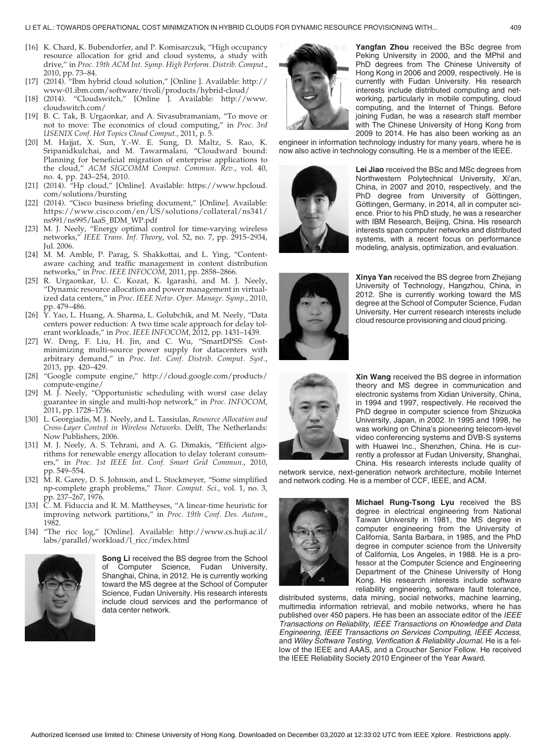[16] K. Chard, K. Bubendorfer, and P. Komisarczuk, "High occupancy resource allocation for grid and cloud systems, a study with drive," in *Proc. 19th ACM Int. Symp. High Perform. Distrib. Comput.*, 2010, pp. 73–84.

[17] (2014). "Ibm hybrid cloud solution," [Online ]. Available: http://www-01.ibm.com/software/tivoli/products/hybrid-cloud/

[18] (2014). "Cloudswitch," [Online ]. Available: http://www.cloudswitch.com/

[19] B. C. Tak, B. Urgaonkar, and A. Sivasubramaniam, "To move or not to move: The economics of cloud computing," in *Proc. 3rd USENIX Conf. Hot Topics Cloud Comput.*, 2011, p. 5.

[20] M. Hajjat, X. Sun, Y.-W. E. Sung, D. Maltz, S. Rao, K. Sripanidkulchai, and M. Tawarmalani, "Cloudward bound: Planning for beneficial migration of enterprise applications to the cloud," *ACM SIGCOMM Comput. Commun. Rev.*, vol. 40, no. 4, pp. 243–254, 2010.

[21] (2014). "Hp cloud," [Online]. Available: https://www.hpcloud.com/solutions/bursting

[22] (2014). "Cisco business briefing document," [Online]. Available: https://www.cisco.com/en/US/solutions/collateral/ns341/ns991/ns995/IaaS_BDM_WP.pdf

[23] M. J. Neely, "Energy optimal control for time-varying wireless networks," *IEEE Trans. Inf. Theory*, vol. 52, no. 7, pp. 2915–2934, Jul. 2006.

[24] M. M. Amble, P. Parag, S. Shakkottai, and L. Ying, "Content-aware caching and traffic management in content distribution networks," in *Proc. IEEE INFOCOM*, 2011, pp. 2858–2866.

[25] R. Urgaonkar, U. C. Kozat, K. Igarashi, and M. J. Neely, "Dynamic resource allocation and power management in virtualized data centers," in *Proc. IEEE Netw. Oper. Manage. Symp.*, 2010, pp. 479–486.

[26] Y. Yao, L. Huang, A. Sharma, L. Golubchik, and M. Neely, "Data centers power reduction: A two time scale approach for delay tolerant workloads," in *Proc. IEEE INFOCOM*, 2012, pp. 1431–1439.

[27] W. Deng, F. Liu, H. Jin, and C. Wu, "SmartDPSS: Cost-minimizing multi-source power supply for datacenters with arbitrary demand," in *Proc. Int. Conf. Distrib. Comput. Syst.*, 2013, pp. 420–429.

[28] "Google compute engine," http://cloud.google.com/products/compute-engine/

[29] M. J. Neely, "Opportunistic scheduling with worst case delay guarantee in single and multi-hop network," in *Proc. INFOCOM*, 2011, pp. 1728–1736.

[30] L. Georgiadis, M. J. Neely, and L. Tassiulas, *Resource Allocation and Cross-Layer Control in Wireless Networks*. Delft, The Netherlands: Now Publishers, 2006.

[31] M. J. Neely, A. S. Tehrani, and A. G. Dimakis, "Efficient algorithms for renewable energy allocation to delay tolerant consumers," in *Proc. 1st IEEE Int. Conf. Smart Grid Commun.*, 2010, pp. 549–554.

[32] M. R. Garey, D. S. Johnson, and L. Stockmeyer, "Some simplified np-complete graph problems," *Theor. Comput. Sci.*, vol. 1, no. 3, pp. 237–267, 1976.

[33] C. M. Fiduccia and R. M. Mattheyses, "A linear-time heuristic for improving network partitions," in *Proc. 19th Conf. Des. Autom.*, 1982.

[34] "The ricc log," [Online]. Available: http://www.cs.huji.ac.il/labs/parallel/workload/l_ricc/index.html

**Song Li** received the BS degree from the School of Computer Science, Fudan University, Shanghai, China, in 2012. He is currently working toward the MS degree at the School of Computer Science, Fudan University. His research interests include cloud services and the performance of data center network.

**Yangfan Zhou** received the BSc degree from Peking University in 2000, and the MPhil and PhD degrees from The Chinese University of Hong Kong in 2006 and 2009, respectively. He is currently with Fudan University. His research interests include distributed computing and networking, particularly in mobile computing, cloud computing, and the Internet of Things. Before joining Fudan, he was a research staff member with The Chinese University of Hong Kong from 2009 to 2014. He has also been working as an engineer in information technology industry for many years, where he is now also active in technology consulting. He is a member of the IEEE.

**Lei Jiao** received the BSc and MSc degrees from Northwestern Polytechnical University, Xi'an, China, in 2007 and 2010, respectively, and the PhD degree from University of Göttingen, Göttingen, Germany, in 2014, all in computer science. Prior to his PhD study, he was a researcher with IBM Research, Beijing, China. His research interests span computer networks and distributed systems, with a recent focus on performance modeling, analysis, optimization, and evaluation.

**Xinya Yan** received the BS degree from Zhejiang University of Technology, Hangzhou, China, in 2012. She is currently working toward the MS degree at the School of Computer Science, Fudan University. Her current research interests include cloud resource provisioning and cloud pricing.

**Xin Wang** received the BS degree in information theory and MS degree in communication and electronic systems from Xidian University, China, in 1994 and 1997, respectively. He received the PhD degree in computer science from Shizuoka University, Japan, in 2002. In 1995 and 1998, he was working on China's pioneering telecom-level video conferencing systems and DVB-S systems with Huawei Inc., Shenzhen, China. He is currently a professor at Fudan University, Shanghai, China. His research interests include quality of network service, next-generation network architecture, mobile Internet and network coding. He is a member of CCF, IEEE, and ACM.

**Michael Rung-Tsong Lyu** received the BS degree in electrical engineering from National Taiwan University in 1981, the MS degree in computer engineering from the University of California, Santa Barbara, in 1985, and the PhD degree in computer science from the University of California, Los Angeles, in 1988. He is a professor at the Computer Science and Engineering Department of the Chinese University of Hong Kong. His research interests include software reliability engineering, software fault tolerance, distributed systems, data mining, social networks, machine learning, multimedia information retrieval, and mobile networks, where he has published over 450 papers. He has been an associate editor of the *IEEE Transactions on Reliability*, *IEEE Transactions on Knowledge and Data Engineering*, *IEEE Transactions on Services Computing*, *IEEE Access*, and *Wiley Software Testing, Verification & Reliability Journal*. He is a fellow of the IEEE and AAAS, and a Croucher Senior Fellow. He received the IEEE Reliability Society 2010 Engineer of the Year Award.